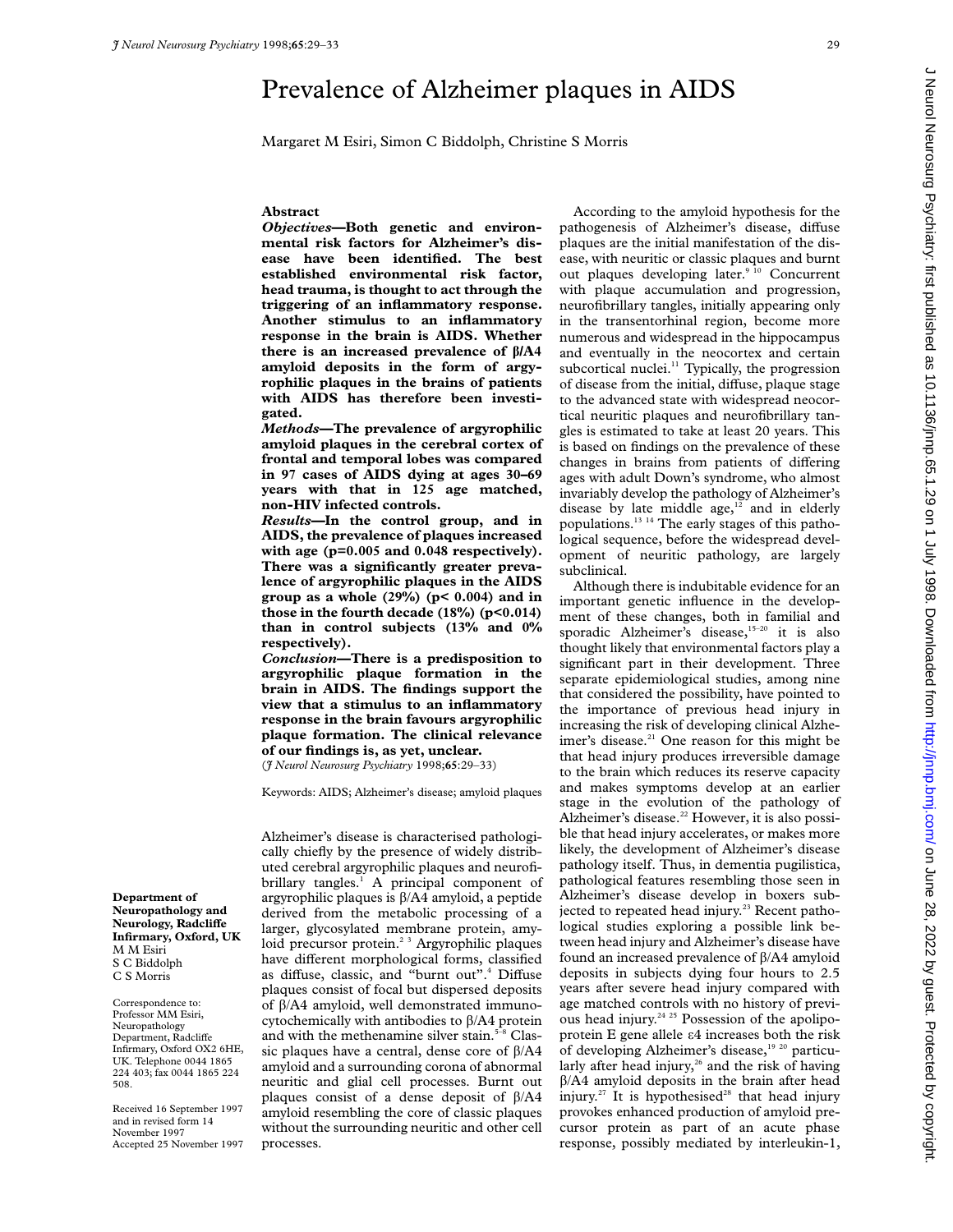# Prevalence of Alzheimer plaques in AIDS

Margaret M Esiri, Simon C Biddolph, Christine S Morris

## Abstract

***Objectives*—Both genetic and environmental risk factors for Alzheimer's disease have been identified. The best established environmental risk factor, head trauma, is thought to act through the triggering of an inflammatory response. Another stimulus to an inflammatory response in the brain is AIDS. Whether there is an increased prevalence of β/A4 amyloid deposits in the form of argyrophilic plaques in the brains of patients with AIDS has therefore been investigated.**

***Methods*—The prevalence of argyrophilic amyloid plaques in the cerebral cortex of frontal and temporal lobes was compared in 97 cases of AIDS dying at ages 30–69 years with that in 125 age matched, non-HIV infected controls.**

***Results*—In the control group, and in AIDS, the prevalence of plaques increased with age (p=0.005 and 0.048 respectively). There was a significantly greater prevalence of argyrophilic plaques in the AIDS group as a whole (29%) (p< 0.004) and in those in the fourth decade (18%) (p<0.014) than in control subjects (13% and 0% respectively).**

***Conclusion*—There is a predisposition to argyrophilic plaque formation in the brain in AIDS. The findings support the view that a stimulus to an inflammatory response in the brain favours argyrophilic plaque formation. The clinical relevance of our findings is, as yet, unclear.**

(*J Neurol Neurosurg Psychiatry* 1998;**65**:29–33)

Keywords: AIDS; Alzheimer's disease; amyloid plaques

Alzheimer's disease is characterised pathologically chiefly by the presence of widely distributed cerebral argyrophilic plaques and neurofibrillary tangles.[1] A principal component of argyrophilic plaques is β/A4 amyloid, a peptide derived from the metabolic processing of a larger, glycosylated membrane protein, amyloid precursor protein.[2,3] Argyrophilic plaques have different morphological forms, classified as diffuse, classic, and "burnt out".[4] Diffuse plaques consist of focal but dispersed deposits of β/A4 amyloid, well demonstrated immunocytochemically with antibodies to β/A4 protein and with the methenamine silver stain.[5–8] Classic plaques have a central, dense core of β/A4 amyloid and a surrounding corona of abnormal neuritic and glial cell processes. Burnt out plaques consist of a dense deposit of β/A4 amyloid resembling the core of classic plaques without the surrounding neuritic and other cell processes.

According to the amyloid hypothesis for the pathogenesis of Alzheimer's disease, diffuse plaques are the initial manifestation of the disease, with neuritic or classic plaques and burnt out plaques developing later.[9,10] Concurrent with plaque accumulation and progression, neurofibrillary tangles, initially appearing only in the transentorhinal region, become more numerous and widespread in the hippocampus and eventually in the neocortex and certain subcortical nuclei.[11] Typically, the progression of disease from the initial, diffuse, plaque stage to the advanced state with widespread neocortical neuritic plaques and neurofibrillary tangles is estimated to take at least 20 years. This is based on findings on the prevalence of these changes in brains from patients of differing ages with adult Down's syndrome, who almost invariably develop the pathology of Alzheimer's disease by late middle age,[12] and in elderly populations.[13,14] The early stages of this pathological sequence, before the widespread development of neuritic pathology, are largely subclinical.

Although there is indubitable evidence for an important genetic influence in the development of these changes, both in familial and sporadic Alzheimer's disease,[15–20] it is also thought likely that environmental factors play a significant part in their development. Three separate epidemiological studies, among nine that considered the possibility, have pointed to the importance of previous head injury in increasing the risk of developing clinical Alzheimer's disease.[21] One reason for this might be that head injury produces irreversible damage to the brain which reduces its reserve capacity and makes symptoms develop at an earlier stage in the evolution of the pathology of Alzheimer's disease.[22] However, it is also possible that head injury accelerates, or makes more likely, the development of Alzheimer's disease pathology itself. Thus, in dementia pugilistica, pathological features resembling those seen in Alzheimer's disease develop in boxers subjected to repeated head injury.[23] Recent pathological studies exploring a possible link between head injury and Alzheimer's disease have found an increased prevalence of β/A4 amyloid deposits in subjects dying four hours to 2.5 years after severe head injury compared with age matched controls with no history of previous head injury.[24,25] Possession of the apolipoprotein E gene allele ε4 increases both the risk of developing Alzheimer's disease,[19,20] particularly after head injury,[26] and the risk of having β/A4 amyloid deposits in the brain after head injury.[27] It is hypothesised[28] that head injury provokes enhanced production of amyloid precursor protein as part of an acute phase response, possibly mediated by interleukin-1,

Department of Neuropathology and Neurology, Radcliffe Infirmary, Oxford, UK
M M Esiri
S C Biddolph
C S Morris

Correspondence to: Professor MM Esiri, Neuropathology Department, Radcliffe Infirmary, Oxford OX2 6HE, UK. Telephone 0044 1865 224 403; fax 0044 1865 224 508.

Received 16 September 1997 and in revised form 14 November 1997
Accepted 25 November 1997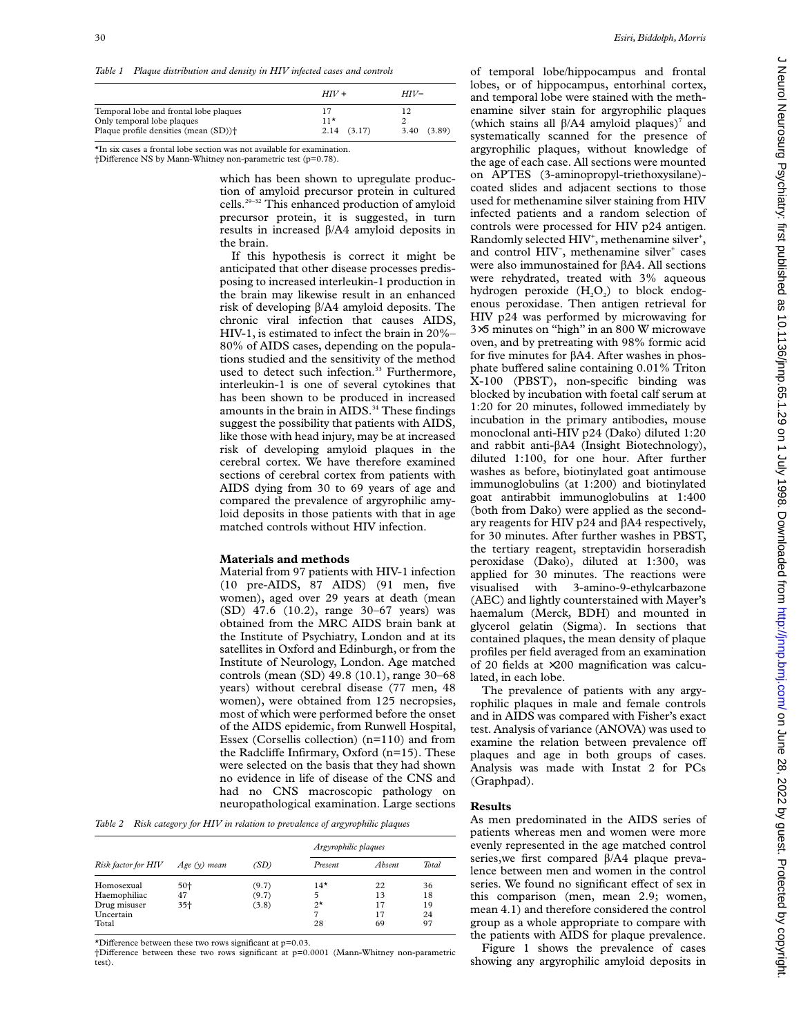*Table 1 Plaque distribution and density in HIV infected cases and controls*

| | HIV + | HIV− |
|---|---|---|
| Temporal lobe and frontal lobe plaques | 17 | 12 |
| Only temporal lobe plaques | 11* | 2 |
| Plaque profile densities (mean (SD))† | 2.14 (3.17) | 3.40 (3.89) |

*In six cases a frontal lobe section was not available for examination.
†Difference NS by Mann-Whitney non-parametric test (p=0.78).

which has been shown to upregulate production of amyloid precursor protein in cultured cells.[29–32] This enhanced production of amyloid precursor protein, it is suggested, in turn results in increased β/A4 amyloid deposits in the brain.

If this hypothesis is correct it might be anticipated that other disease processes predisposing to increased interleukin-1 production in the brain may likewise result in an enhanced risk of developing β/A4 amyloid deposits. The chronic viral infection that causes AIDS, HIV-1, is estimated to infect the brain in 20%–80% of AIDS cases, depending on the populations studied and the sensitivity of the method used to detect such infection.[33] Furthermore, interleukin-1 is one of several cytokines that has been shown to be produced in increased amounts in the brain in AIDS.[34] These findings suggest the possibility that patients with AIDS, like those with head injury, may be at increased risk of developing amyloid plaques in the cerebral cortex. We have therefore examined sections of cerebral cortex from patients with AIDS dying from 30 to 69 years of age and compared the prevalence of argyrophilic amyloid deposits in those patients with that in age matched controls without HIV infection.

## Materials and methods

Material from 97 patients with HIV-1 infection (10 pre-AIDS, 87 AIDS) (91 men, five women), aged over 29 years at death (mean (SD) 47.6 (10.2), range 30–67 years) was obtained from the MRC AIDS brain bank at the Institute of Psychiatry, London and at its satellites in Oxford and Edinburgh, or from the Institute of Neurology, London. Age matched controls (mean (SD) 49.8 (10.1), range 30–68 years) without cerebral disease (77 men, 48 women), were obtained from 125 necropsies, most of which were performed before the onset of the AIDS epidemic, from Runwell Hospital, Essex (Corsellis collection) (n=110) and from the Radcliffe Infirmary, Oxford (n=15). These were selected on the basis that they had shown no evidence in life of disease of the CNS and had no CNS macroscopic pathology on neuropathological examination. Large sections of temporal lobe/hippocampus and frontal lobes, or of hippocampus, entorhinal cortex, and temporal lobe were stained with the methenamine silver stain for argyrophilic plaques (which stains all β/A4 amyloid plaques)[7] and systematically scanned for the presence of argyrophilic plaques, without knowledge of the age of each case. All sections were mounted on APTES (3-aminopropyl-triethoxysilane)-coated slides and adjacent sections to those used for methenamine silver staining from HIV infected patients and a random selection of controls were processed for HIV p24 antigen. Randomly selected HIV$^+$, methenamine silver$^+$, and control HIV$^-$, methenamine silver$^+$ cases were also immunostained for βA4. All sections were rehydrated, treated with 3% aqueous hydrogen peroxide ($H_2O_2$) to block endogenous peroxidase. Then antigen retrieval for HIV p24 was performed by microwaving for 3×5 minutes on "high" in an 800 W microwave oven, and by pretreating with 98% formic acid for five minutes for βA4. After washes in phosphate buffered saline containing 0.01% Triton X-100 (PBST), non-specific binding was blocked by incubation with foetal calf serum at 1:20 for 20 minutes, followed immediately by incubation in the primary antibodies, mouse monoclonal anti-HIV p24 (Dako) diluted 1:20 and rabbit anti-βA4 (Insight Biotechnology), diluted 1:100, for one hour. After further washes as before, biotinylated goat antimouse immunoglobulins (at 1:200) and biotinylated goat antirabbit immunoglobulins at 1:400 (both from Dako) were applied as the secondary reagents for HIV p24 and βA4 respectively, for 30 minutes. After further washes in PBST, the tertiary reagent, streptavidin horseradish peroxidase (Dako), diluted at 1:300, was applied for 30 minutes. The reactions were visualised with 3-amino-9-ethylcarbazone (AEC) and lightly counterstained with Mayer's haemalum (Merck, BDH) and mounted in glycerol gelatin (Sigma). In sections that contained plaques, the mean density of plaque profiles per field averaged from an examination of 20 fields at ×200 magnification was calculated, in each lobe.

The prevalence of patients with any argyrophilic plaques in male and female controls and in AIDS was compared with Fisher's exact test. Analysis of variance (ANOVA) was used to examine the relation between prevalence off plaques and age in both groups of cases. Analysis was made with Instat 2 for PCs (Graphpad).

*Table 2 Risk category for HIV in relation to prevalence of argyrophilic plaques*

| Risk factor for HIV | Age (y) mean | (SD) | Argyrophilic plaques: Present | Absent | Total |
|---|---|---|---|---|---|
| Homosexual | 50† | (9.7) | 14* | 22 | 36 |
| Haemophiliac | 47 | (9.7) | 5 | 13 | 18 |
| Drug misuser | 35† | (3.8) | 2* | 17 | 19 |
| Uncertain | | | 7 | 17 | 24 |
| Total | | | 28 | 69 | 97 |

*Difference between these two rows significant at p=0.03.
†Difference between these two rows significant at p=0.0001 (Mann-Whitney non-parametric test).

## Results

As men predominated in the AIDS series of patients whereas men and women were more evenly represented in the age matched control series,we first compared β/A4 plaque prevalence between men and women in the control series. We found no significant effect of sex in this comparison (men, mean 2.9; women, mean 4.1) and therefore considered the control group as a whole appropriate to compare with the patients with AIDS for plaque prevalence.

Figure 1 shows the prevalence of cases showing any argyrophilic amyloid deposits in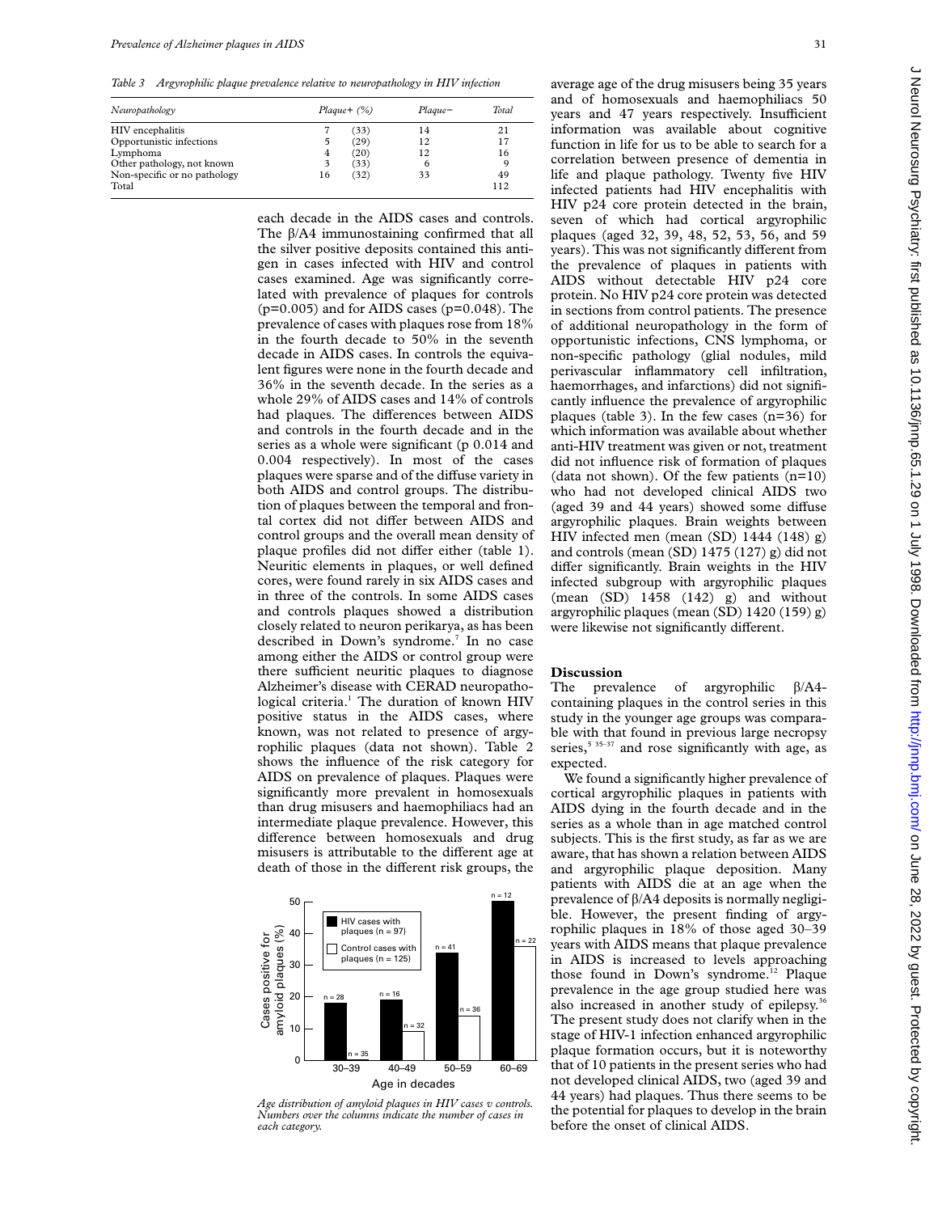*Table 3 Argyrophilic plaque prevalence relative to neuropathology in HIV infection*

| *Neuropathology* | *Plaque+ (%)* | | *Plaque−* | *Total* |
|---|---|---|---|---|
| HIV encephalitis | 7 | (33) | 14 | 21 |
| Opportunistic infections | 5 | (29) | 12 | 17 |
| Lymphoma | 4 | (20) | 12 | 16 |
| Other pathology, not known | 3 | (33) | 6 | 9 |
| Non-specific or no pathology | 16 | (32) | 33 | 49 |
| Total | | | | 112 |

each decade in the AIDS cases and controls. The β/A4 immunostaining confirmed that all the silver positive deposits contained this antigen in cases infected with HIV and control cases examined. Age was significantly correlated with prevalence of plaques for controls ($p=0.005$) and for AIDS cases ($p=0.048$). The prevalence of cases with plaques rose from 18% in the fourth decade to 50% in the seventh decade in AIDS cases. In controls the equivalent figures were none in the fourth decade and 36% in the seventh decade. In the series as a whole 29% of AIDS cases and 14% of controls had plaques. The differences between AIDS and controls in the fourth decade and in the series as a whole were significant (p 0.014 and 0.004 respectively). In most of the cases plaques were sparse and of the diffuse variety in both AIDS and control groups. The distribution of plaques between the temporal and frontal cortex did not differ between AIDS and control groups and the overall mean density of plaque profiles did not differ either (table 1). Neuritic elements in plaques, or well defined cores, were found rarely in six AIDS cases and in three of the controls. In some AIDS cases and controls plaques showed a distribution closely related to neuron perikarya, as has been described in Down's syndrome.[7] In no case among either the AIDS or control group were there sufficient neuritic plaques to diagnose Alzheimer's disease with CERAD neuropathological criteria.[1] The duration of known HIV positive status in the AIDS cases, where known, was not related to presence of argyrophilic plaques (data not shown). Table 2 shows the influence of the risk category for AIDS on prevalence of plaques. Plaques were significantly more prevalent in homosexuals than drug misusers and haemophiliacs had an intermediate plaque prevalence. However, this difference between homosexuals and drug misusers is attributable to the different age at death of those in the different risk groups, the average age of the drug misusers being 35 years and of homosexuals and haemophiliacs 50 years and 47 years respectively. Insufficient information was available about cognitive function in life for us to be able to search for a correlation between presence of dementia in life and plaque pathology. Twenty five HIV infected patients had HIV encephalitis with HIV p24 core protein detected in the brain, seven of which had cortical argyrophilic plaques (aged 32, 39, 48, 52, 53, 56, and 59 years). This was not significantly different from the prevalence of plaques in patients with AIDS without detectable HIV p24 core protein. No HIV p24 core protein was detected in sections from control patients. The presence of additional neuropathology in the form of opportunistic infections, CNS lymphoma, or non-specific pathology (glial nodules, mild perivascular inflammatory cell infiltration, haemorrhages, and infarctions) did not significantly influence the prevalence of argyrophilic plaques (table 3). In the few cases ($n=36$) for which information was available about whether anti-HIV treatment was given or not, treatment did not influence risk of formation of plaques (data not shown). Of the few patients ($n=10$) who had not developed clinical AIDS two (aged 39 and 44 years) showed some diffuse argyrophilic plaques. Brain weights between HIV infected men (mean (SD) 1444 (148) g) and controls (mean (SD) 1475 (127) g) did not differ significantly. Brain weights in the HIV infected subgroup with argyrophilic plaques (mean (SD) 1458 (142) g) and without argyrophilic plaques (mean (SD) 1420 (159) g) were likewise not significantly different.

*Age distribution of amyloid plaques in HIV cases v controls. Numbers over the columns indicate the number of cases in each category.*

## Discussion

The prevalence of argyrophilic β/A4-containing plaques in the control series in this study in the younger age groups was comparable with that found in previous large necropsy series,[5 35–37] and rose significantly with age, as expected.

We found a significantly higher prevalence of cortical argyrophilic plaques in patients with AIDS dying in the fourth decade and in the series as a whole than in age matched control subjects. This is the first study, as far as we are aware, that has shown a relation between AIDS and argyrophilic plaque deposition. Many patients with AIDS die at an age when the prevalence of β/A4 deposits is normally negligible. However, the present finding of argyrophilic plaques in 18% of those aged 30–39 years with AIDS means that plaque prevalence in AIDS is increased to levels approaching those found in Down's syndrome.[12] Plaque prevalence in the age group studied here was also increased in another study of epilepsy.[36] The present study does not clarify when in the stage of HIV-1 infection enhanced argyrophilic plaque formation occurs, but it is noteworthy that of 10 patients in the present series who had not developed clinical AIDS, two (aged 39 and 44 years) had plaques. Thus there seems to be the potential for plaques to develop in the brain before the onset of clinical AIDS.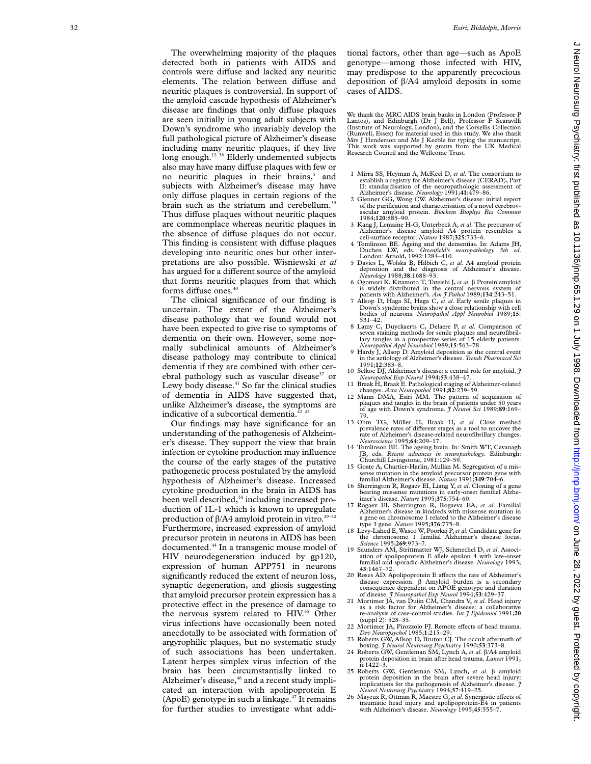The overwhelming majority of the plaques detected both in patients with AIDS and controls were diffuse and lacked any neuritic elements. The relation between diffuse and neuritic plaques is controversial. In support of the amyloid cascade hypothesis of Alzheimer's disease are findings that only diffuse plaques are seen initially in young adult subjects with Down's syndrome who invariably develop the full pathological picture of Alzheimer's disease including many neuritic plaques, if they live long enough.[12 38] Elderly undemented subjects also may have many diffuse plaques with few or no neuritic plaques in their brains,[5] and subjects with Alzheimer's disease may have only diffuse plaques in certain regions of the brain such as the striatum and cerebellum.[39] Thus diffuse plaques without neuritic plaques are commonplace whereas neuritic plaques in the absence of diffuse plaques do not occur. This finding is consistent with diffuse plaques developing into neuritic ones but other interpretations are also possible. Wisniewski *et al* has argued for a different source of the amyloid that forms neuritic plaques from that which forms diffuse ones.[40]

The clinical significance of our finding is uncertain. The extent of the Alzheimer's disease pathology that we found would not have been expected to give rise to symptoms of dementia on their own. However, some normally subclinical amounts of Alzheimer's disease pathology may contribute to clinical dementia if they are combined with other cerebral pathology such as vascular disease[37] or Lewy body disease.[41] So far the clinical studies of dementia in AIDS have suggested that, unlike Alzheimer's disease, the symptoms are indicative of a subcortical dementia.[42 43]

Our findings may have significance for an understanding of the pathogenesis of Alzheimer's disease. They support the view that brain infection or cytokine production may influence the course of the early stages of the putative pathogenetic process postulated by the amyloid hypothesis of Alzheimer's disease. Increased cytokine production in the brain in AIDS has been well described,[34] including increased production of 1L-1 which is known to upregulate production of β/A4 amyloid protein in vitro.[29–32] Furthermore, increased expression of amyloid precursor protein in neurons in AIDS has been documented.[44] In a transgenic mouse model of HIV neurodegeneration induced by gp120, expression of human APP751 in neurons significantly reduced the extent of neuron loss, synaptic degeneration, and gliosis suggesting that amyloid precursor protein expression has a protective effect in the presence of damage to the nervous system related to HIV.[45] Other virus infections have occasionally been noted anecdotally to be associated with formation of argyrophilic plaques, but no systematic study of such associations has been undertaken. Latent herpes simplex virus infection of the brain has been circumstantially linked to Alzheimer's disease,[46] and a recent study implicated an interaction with apolipoprotein E (ApoE) genotype in such a linkage.[47] It remains for further studies to investigate what additional factors, other than age—such as ApoE genotype—among those infected with HIV, may predispose to the apparently precocious deposition of β/A4 amyloid deposits in some cases of AIDS.

We thank the MRC AIDS brain banks in London (Professor P Lantos), and Edinburgh (Dr J Bell), Professor F Scaravilli (Institute of Neurology, London), and the Corsellis Collection (Runwell, Essex) for material used in this study. We also thank Mrs J Henderson and Ms J Keeble for typing the manuscript. This work was supported by grants from the UK Medical Research Council and the Wellcome Trust.

1. Mirra SS, Heyman A, McKeel D, *et al*. The consortium to establish a registry for Alzheimer's disease (CERAD), Part II: standardisation of the neuropathologic assessment of Alzheimer's disease. *Neurology* 1991;**41**:479–86.
2. Glenner GG, Wong CW. Alzheimer's disease: initial report of the purification and characterisation of a novel cerebrovascular amyloid protein. *Biochem Biophys Res Commun* 1984;**120**:885–90.
3. Kang J, Lemaine H-G, Unterbeck A, *et al*. The precursor of Alzheimer's disease amyloid A4 protein resembles a cell-surface receptor. *Nature* 1987;**325**:733–6.
4. Tomlinson BE. Ageing and the dementias. In: Adams JH, Duchen LW, eds. *Greenfield's neuropathology 5th ed*. London: Arnold, 1992:1284–410.
5. Davies L, Wolska B, Hilbich C, *et al*. A4 amyloid protein deposition and the diagnosis of Alzheimer's disease. *Neurology* 1988;**38**:1688–93.
6. Ogomori K, Kitamoto T, Tateishi J, *et al*. β Protein amyloid is widely distributed in the central nervous system of patients with Alzheimer's. *Am J Pathol* 1989;**134**:243–51.
7. Allsop D, Haga SI, Haga C, *et al*. Early senile plaques in Down's syndrome brains show a close relationship with cell bodies of neurons. *Neuropathol Appl Neurobiol* 1989;**15**: 531–42.
8. Lamy C, Duyckaerts C, Delaere P, *et al*. Comparison of seven staining methods for senile plaques and neurofibrillary tangles in a prospective series of 15 elderly patients. *Neuropathol Appl Neurobiol* 1989;**15**:563–78.
9. Hardy J, Allsop D. Amyloid deposition as the central event in the aetiology of Alzheimer's disease. *Trends Pharmacol Sci* 1991;**12**:383–8.
10. Selkoe DJ, Alzheimer's disease: a central role for amyloid. *J Neuropathol Exp Neurol* 1994;**53**:438–47.
11. Braak H, Braak E. Pathological staging of Alzheimer-related changes. *Acta Neuropathol* 1991;**82**:239–59.
12. Mann DMA, Esiri MM. The pattern of acquisition of plaques and tangles in the brain of patients under 50 years of age with Down's syndrome. *J Neurol Sci* 1989;**89**:169–79.
13. Ohm TG, Müller H, Braak H, *et al*. Close meshed prevalence rates of different stages as a tool to uncover the rate of Alzheimer's disease-related neurofibrillary changes. *Neuroscience* 1995;**64**:209–17.
14. Tomlinson BE. The ageing brain. In: Smith WT, Cavanagh JB, eds. *Recent advances in neuropathology.* Edinburgh: Churchill Livingstone, 1981:129–59.
15. Goate A, Chartier-Harlin, Mullan M. Segregation of a missense mutation in the amyloid precursor protein gene with familial Alzheimer's disease. *Nature* 1991;**349**:704–6.
16. Sherrington R, Rogaev EI, Liang Y, *et al*. Cloning of a gene bearing missense mutations in early-onset familial Alzheimer's disease. *Nature* 1995;**375**:754–60.
17. Rogaev EI, Sherrington R, Rogaeva EA, *et al*. Familial Alzheimer's disease in kindreds with missense mutation in a gene on chromosome 1 related to the Alzheimer's disease type 3 gene. *Nature* 1995;**376**:775–8.
18. Levy-Lahed E, Wasco W, Poorkaj P, *et al*. Candidate gene for the chromosome 1 familial Alzheimer's disease locus. *Science* 1995;**269**:973–7.
19. Saunders AM, Strittmatter WJ, Schmechel D, *et al*. Association of apolipoprotein E allele epsilon 4 with late-onset familial and sporadic Alzheimer's disease. *Neurology* 1993; **43**:1467–72.
20. Roses AD. Apolipoprotein E affects the rate of Alzheimer's disease expression. β Amyloid burden is a secondary consequence dependent on APOE genotype and duration of disease. *J Neuropathol Exp Neurol* 1994;**53**:429–37.
21. Mortimer JA, van Duijn CM, Chandra V, *et al*. Head injury as a risk factor for Alzheimer's disease: a collaborative re-analysis of case-control studies. *Int J Epidemiol* 1991;**20** (suppl 2): 528–35.
22. Mortimer JA, Pirozzolo FJ. Remote effects of head trauma. *Dev Neuropsychol* 1985;**1**:215–29.
23. Roberts GW, Allsop D, Bruton CJ. The occult aftermath of boxing. *J Neurol Neurosurg Psychiatry* 1990;**53**:373–8.
24. Roberts GW, Gentleman SM, Lynch A, *et al*. β/A4 amyloid protein deposition in brain after head trauma. *Lancet* 1991; ii:1422–3.
25. Roberts GW, Gentleman SM, Lynch, *et al*. β amyloid protein deposition in the brain after severe head injury: implications for the pathogenesis of Alzheimer's disease. *J Neurol Neurosurg Psychiatry* 1994;**57**:419–25.
26. Mayeux R, Ottman R, Maestre G, *et al*. Synergistic effects of traumatic head injury and apolipoprotein-E4 in patients with Alzheimer's disease. *Neurology* 1995;**45**:555–7.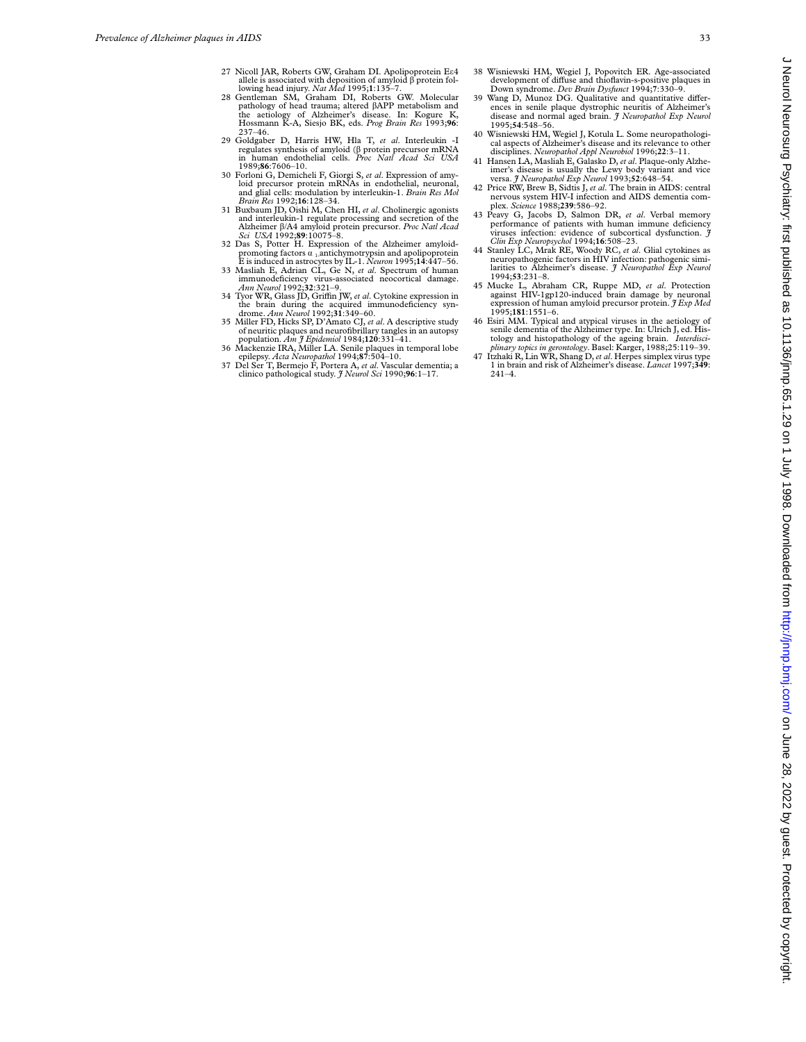27 Nicoll JAR, Roberts GW, Graham DI. Apolipoprotein Eε4 allele is associated with deposition of amyloid β protein following head injury. *Nat Med* 1995;**1**:135–7.

28 Gentleman SM, Graham DI, Roberts GW. Molecular pathology of head trauma; altered βAPP metabolism and the aetiology of Alzheimer's disease. In: Kogure K, Hossmann K-A, Siesjo BK, eds. *Prog Brain Res* 1993;**96**: 237–46.

29 Goldgaber D, Harris HW, Hla T, *et al*. Interleukin -I regulates synthesis of amyloid (β protein precursor mRNA in human endothelial cells. *Proc Natl Acad Sci USA* 1989;**86**:7606–10.

30 Forloni G, Demicheli F, Giorgi S, *et al*. Expression of amyloid precursor protein mRNAs in endothelial, neuronal, and glial cells: modulation by interleukin-1. *Brain Res Mol Brain Res* 1992;**16**:128–34.

31 Buxbaum JD, Oishi M, Chen HI, *et al*. Cholinergic agonists and interleukin-1 regulate processing and secretion of the Alzheimer β/A4 amyloid protein precursor. *Proc Natl Acad Sci USA* 1992;**89**:10075–8.

32 Das S, Potter H. Expression of the Alzheimer amyloid-promoting factors $\alpha_1$-antichymotrypsin and apolipoprotein E is induced in astrocytes by IL-1. *Neuron* 1995;**14**:447–56.

33 Masliah E, Adrian CL, Ge N, *et al*. Spectrum of human immunodeficiency virus-associated neocortical damage. *Ann Neurol* 1992;**32**:321–9.

34 Tyor WR, Glass JD, Griffin JW, *et al*. Cytokine expression in the brain during the acquired immunodeficiency syndrome. *Ann Neurol* 1992;**31**:349–60.

35 Miller FD, Hicks SP, D'Amato CJ, *et al*. A descriptive study of neuritic plaques and neurofibrillary tangles in an autopsy population. *Am J Epidemiol* 1984;**120**:331–41.

36 Mackenzie IRA, Miller LA. Senile plaques in temporal lobe epilepsy. *Acta Neuropathol* 1994;**87**:504–10.

37 Del Ser T, Bermejo F, Portera A, *et al*. Vascular dementia; a clinico pathological study. *J Neurol Sci* 1990;**96**:1–17.

38 Wisniewski HM, Wegiel J, Popovitch ER. Age-associated development of diffuse and thioflavin-s-positive plaques in Down syndrome. *Dev Brain Dysfunct* 1994;**7**:330–9.

39 Wang D, Munoz DG. Qualitative and quantitative differences in senile plaque dystrophic neuritis of Alzheimer's disease and normal aged brain. *J Neuropathol Exp Neurol* 1995;**54**:548–56.

40 Wisniewski HM, Wegiel J, Kotula L. Some neuropathological aspects of Alzheimer's disease and its relevance to other disciplines. *Neuropathol Appl Neurobiol* 1996;**22**:3–11.

41 Hansen LA, Masliah E, Galasko D, *et al*. Plaque-only Alzheimer's disease is usually the Lewy body variant and vice versa. *J Neuropathol Exp Neurol* 1993;**52**:648–54.

42 Price RW, Brew B, Sidtis J, *et al*. The brain in AIDS: central nervous system HIV-I infection and AIDS dementia complex. *Science* 1988;**239**:586–92.

43 Peavy G, Jacobs D, Salmon DR, *et al*. Verbal memory performance of patients with human immune deficiency viruses infection: evidence of subcortical dysfunction. *J Clin Exp Neuropsychol* 1994;**16**:508–23.

44 Stanley LC, Mrak RE, Woody RC, *et al*. Glial cytokines as neuropathogenic factors in HIV infection: pathogenic similarities to Alzheimer's disease. *J Neuropathol Exp Neurol* 1994;**53**:231–8.

45 Mucke L, Abraham CR, Ruppe MD, *et al*. Protection against HIV-1gp120-induced brain damage by neuronal expression of human amyloid precursor protein. *J Exp Med* 1995;**181**:1551–6.

46 Esiri MM. Typical and atypical viruses in the aetiology of senile dementia of the Alzheimer type. In: Ulrich J, ed. Histology and histopathology of the ageing brain. *Interdisciplinary topics in gerontology*. Basel: Karger, 1988;25:119–39.

47 Itzhaki R, Lin WR, Shang D, *et al*. Herpes simplex virus type 1 in brain and risk of Alzheimer's disease. *Lancet* 1997;**349**: 241–4.